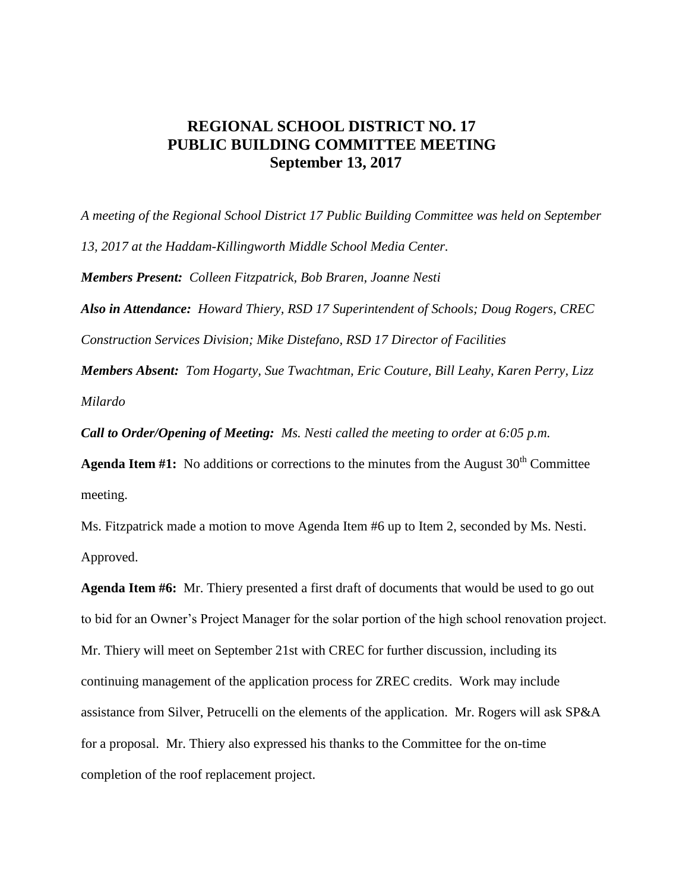# REGIONAL SCHOOL DISTRICT NO. 17
# PUBLIC BUILDING COMMITTEE MEETING
# September 13, 2017

*A meeting of the Regional School District 17 Public Building Committee was held on September 13, 2017 at the Haddam-Killingworth Middle School Media Center.*

***Members Present:*** *Colleen Fitzpatrick, Bob Braren, Joanne Nesti*

***Also in Attendance:*** *Howard Thiery, RSD 17 Superintendent of Schools; Doug Rogers, CREC Construction Services Division; Mike Distefano, RSD 17 Director of Facilities*

***Members Absent:*** *Tom Hogarty, Sue Twachtman, Eric Couture, Bill Leahy, Karen Perry, Lizz Milardo*

***Call to Order/Opening of Meeting:*** *Ms. Nesti called the meeting to order at 6:05 p.m.*

**Agenda Item #1:** No additions or corrections to the minutes from the August 30th Committee meeting.

Ms. Fitzpatrick made a motion to move Agenda Item #6 up to Item 2, seconded by Ms. Nesti. Approved.

**Agenda Item #6:** Mr. Thiery presented a first draft of documents that would be used to go out to bid for an Owner's Project Manager for the solar portion of the high school renovation project. Mr. Thiery will meet on September 21st with CREC for further discussion, including its continuing management of the application process for ZREC credits. Work may include assistance from Silver, Petrucelli on the elements of the application. Mr. Rogers will ask SP&A for a proposal. Mr. Thiery also expressed his thanks to the Committee for the on-time completion of the roof replacement project.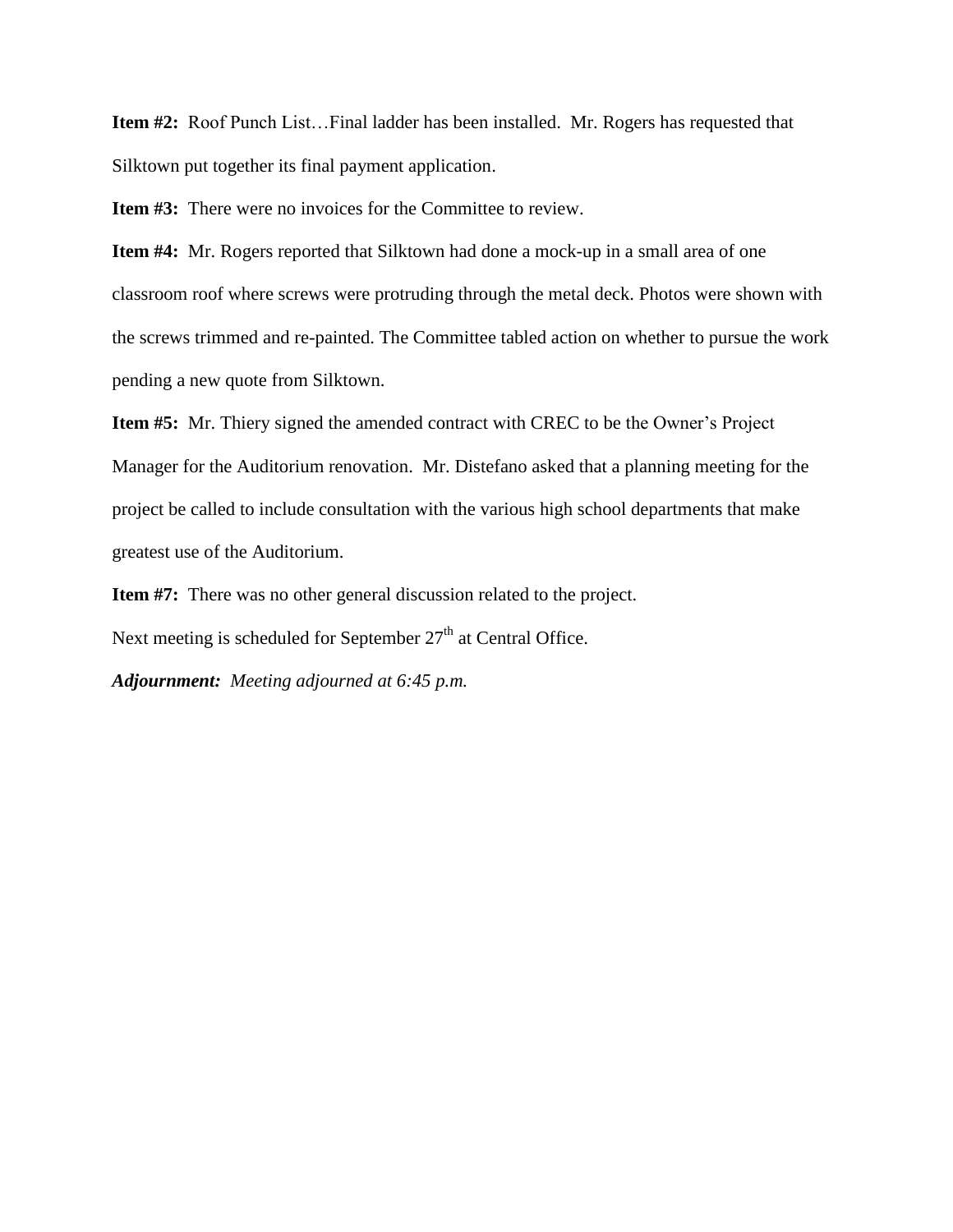**Item #2:** Roof Punch List…Final ladder has been installed. Mr. Rogers has requested that Silktown put together its final payment application.

**Item #3:** There were no invoices for the Committee to review.

**Item #4:** Mr. Rogers reported that Silktown had done a mock-up in a small area of one classroom roof where screws were protruding through the metal deck. Photos were shown with the screws trimmed and re-painted. The Committee tabled action on whether to pursue the work pending a new quote from Silktown.

**Item #5:** Mr. Thiery signed the amended contract with CREC to be the Owner's Project Manager for the Auditorium renovation. Mr. Distefano asked that a planning meeting for the project be called to include consultation with the various high school departments that make greatest use of the Auditorium.

**Item #7:** There was no other general discussion related to the project.

Next meeting is scheduled for September 27th at Central Office.

***Adjournment:*** *Meeting adjourned at 6:45 p.m.*